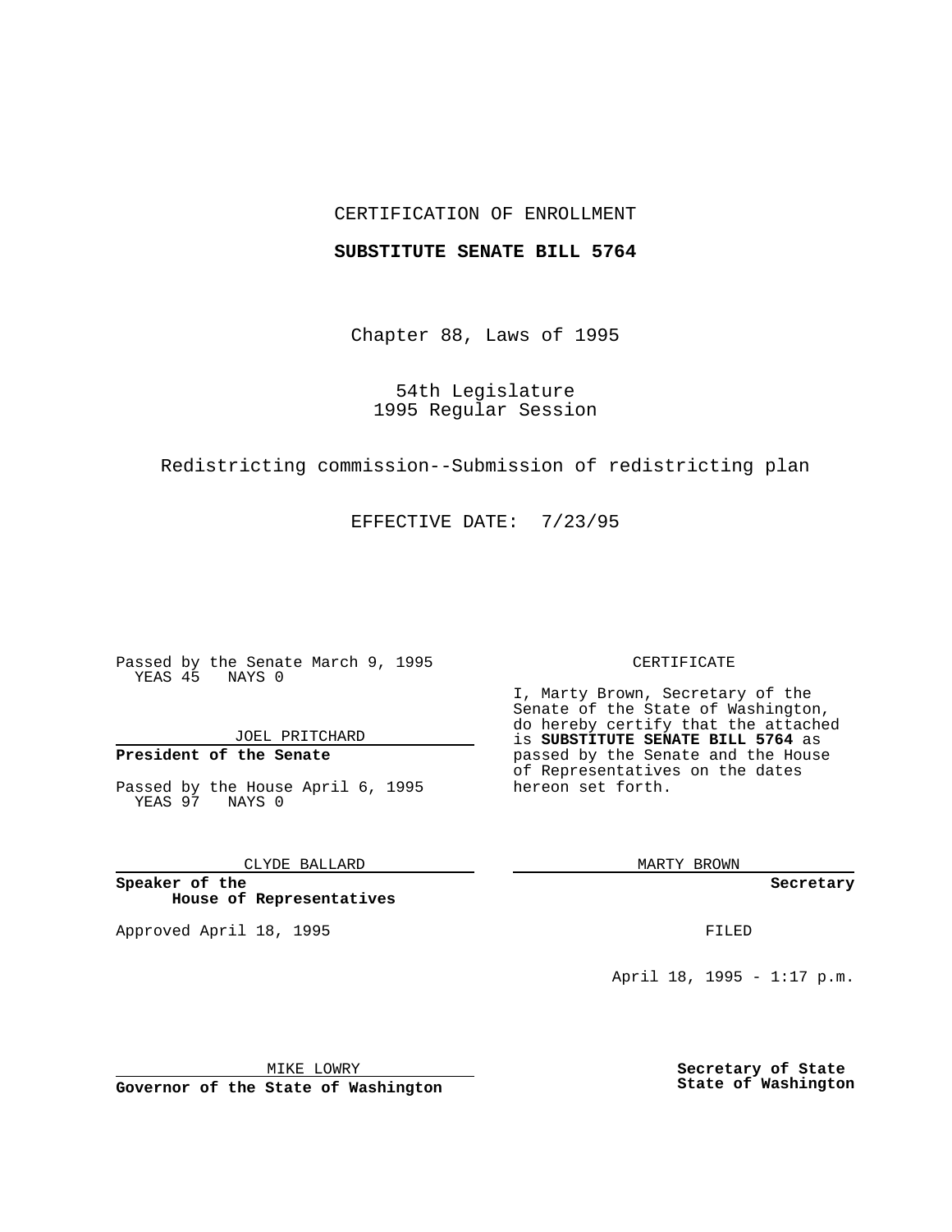CERTIFICATION OF ENROLLMENT

**SUBSTITUTE SENATE BILL 5764**

Chapter 88, Laws of 1995

54th Legislature
1995 Regular Session

Redistricting commission--Submission of redistricting plan

EFFECTIVE DATE: 7/23/95

Passed by the Senate March 9, 1995
YEAS 45 NAYS 0

JOEL PRITCHARD

**President of the Senate**

Passed by the House April 6, 1995
YEAS 97 NAYS 0

CLYDE BALLARD

**Speaker of the House of Representatives**

Approved April 18, 1995

MIKE LOWRY

**Governor of the State of Washington**

CERTIFICATE

I, Marty Brown, Secretary of the Senate of the State of Washington, do hereby certify that the attached is **SUBSTITUTE SENATE BILL 5764** as passed by the Senate and the House of Representatives on the dates hereon set forth.

MARTY BROWN

**Secretary**

FILED

April 18, 1995 - 1:17 p.m.

**Secretary of State**
**State of Washington**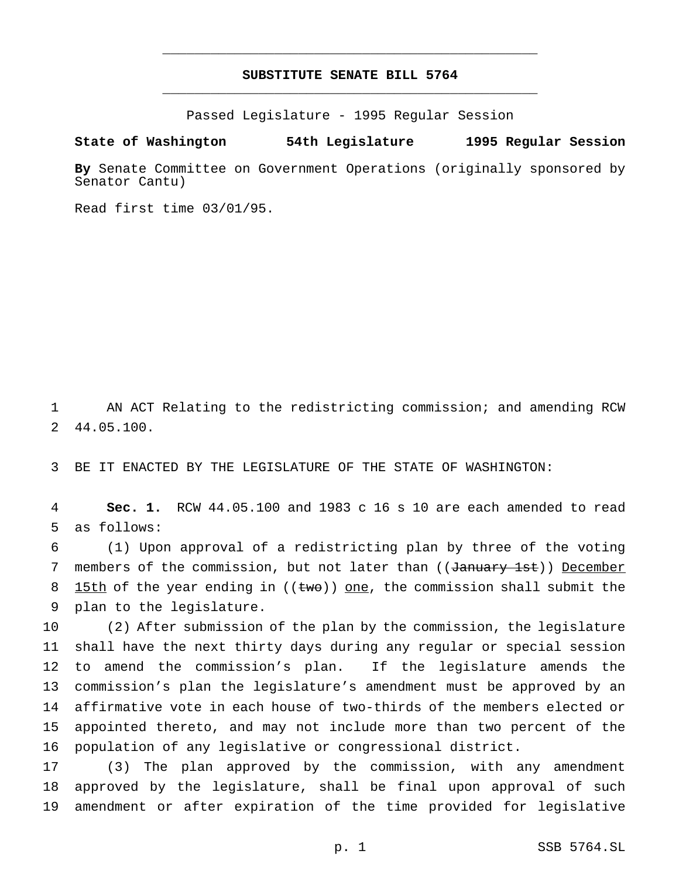# SUBSTITUTE SENATE BILL 5764

Passed Legislature - 1995 Regular Session

**State of Washington 54th Legislature 1995 Regular Session**

**By** Senate Committee on Government Operations (originally sponsored by Senator Cantu)

Read first time 03/01/95.

AN ACT Relating to the redistricting commission; and amending RCW 44.05.100.

BE IT ENACTED BY THE LEGISLATURE OF THE STATE OF WASHINGTON:

**Sec. 1.** RCW 44.05.100 and 1983 c 16 s 10 are each amended to read as follows:

(1) Upon approval of a redistricting plan by three of the voting members of the commission, but not later than ((~~January 1st~~)) <u>December 15th</u> of the year ending in ((~~two~~)) <u>one</u>, the commission shall submit the plan to the legislature.

(2) After submission of the plan by the commission, the legislature shall have the next thirty days during any regular or special session to amend the commission's plan. If the legislature amends the commission's plan the legislature's amendment must be approved by an affirmative vote in each house of two-thirds of the members elected or appointed thereto, and may not include more than two percent of the population of any legislative or congressional district.

(3) The plan approved by the commission, with any amendment approved by the legislature, shall be final upon approval of such amendment or after expiration of the time provided for legislative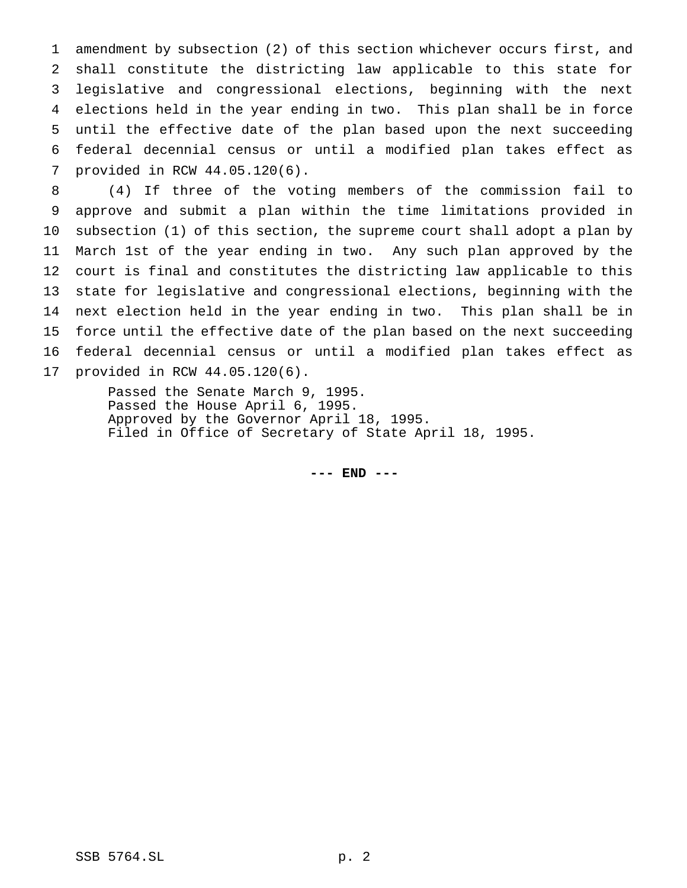amendment by subsection (2) of this section whichever occurs first, and shall constitute the districting law applicable to this state for legislative and congressional elections, beginning with the next elections held in the year ending in two. This plan shall be in force until the effective date of the plan based upon the next succeeding federal decennial census or until a modified plan takes effect as provided in RCW 44.05.120(6).

(4) If three of the voting members of the commission fail to approve and submit a plan within the time limitations provided in subsection (1) of this section, the supreme court shall adopt a plan by March 1st of the year ending in two. Any such plan approved by the court is final and constitutes the districting law applicable to this state for legislative and congressional elections, beginning with the next election held in the year ending in two. This plan shall be in force until the effective date of the plan based on the next succeeding federal decennial census or until a modified plan takes effect as provided in RCW 44.05.120(6).

Passed the Senate March 9, 1995.
Passed the House April 6, 1995.
Approved by the Governor April 18, 1995.
Filed in Office of Secretary of State April 18, 1995.

**--- END ---**